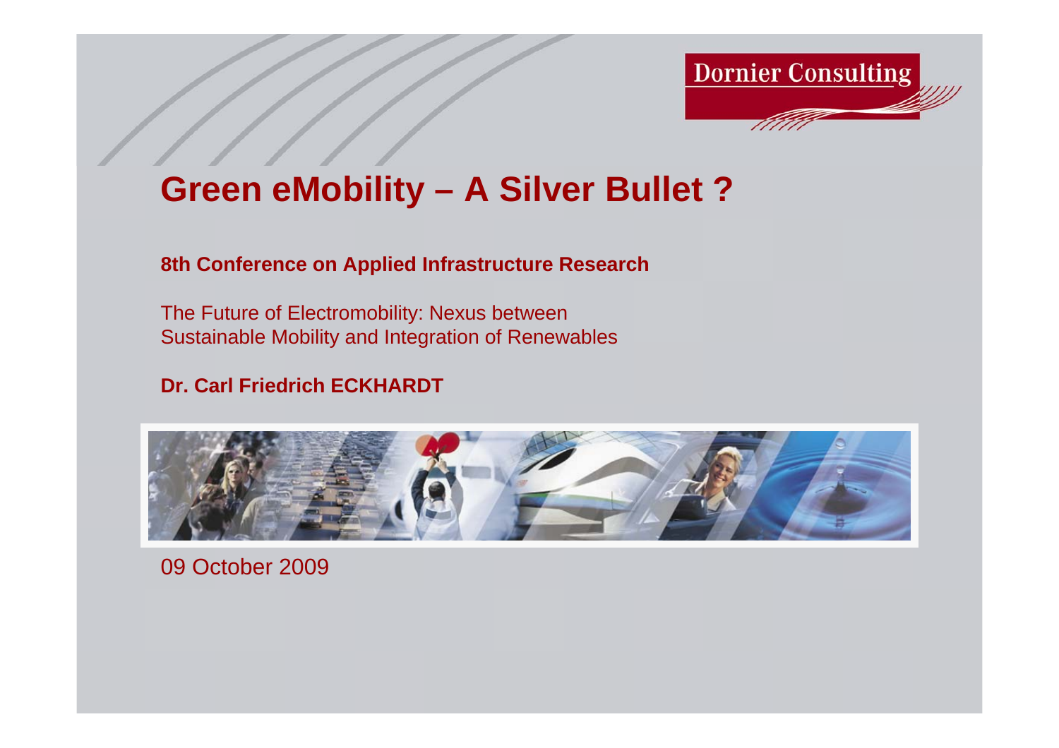Dornier Consulting

# Green eMobility – A Silver Bullet ?

**8th Conference on Applied Infrastructure Research**

The Future of Electromobility: Nexus between Sustainable Mobility and Integration of Renewables

**Dr. Carl Friedrich ECKHARDT**

09 October 2009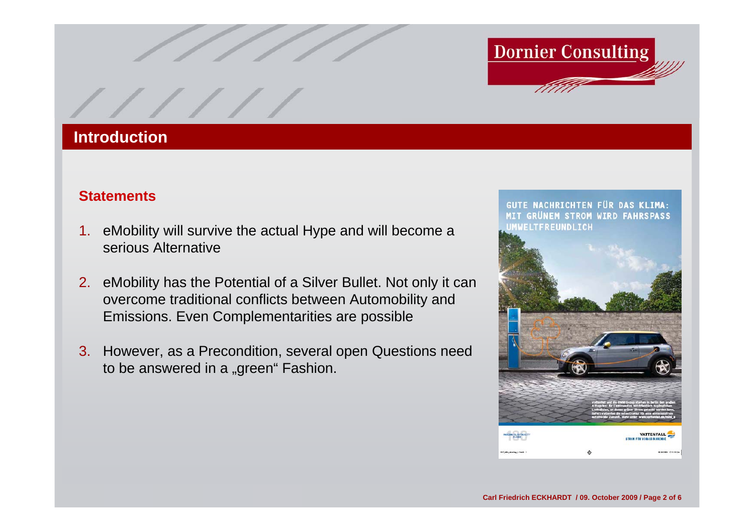## Introduction

### Statements

1. eMobility will survive the actual Hype and will become a serious Alternative
2. eMobility has the Potential of a Silver Bullet. Not only it can overcome traditional conflicts between Automobility and Emissions. Even Complementarities are possible
3. However, as a Precondition, several open Questions need to be answered in a „green" Fashion.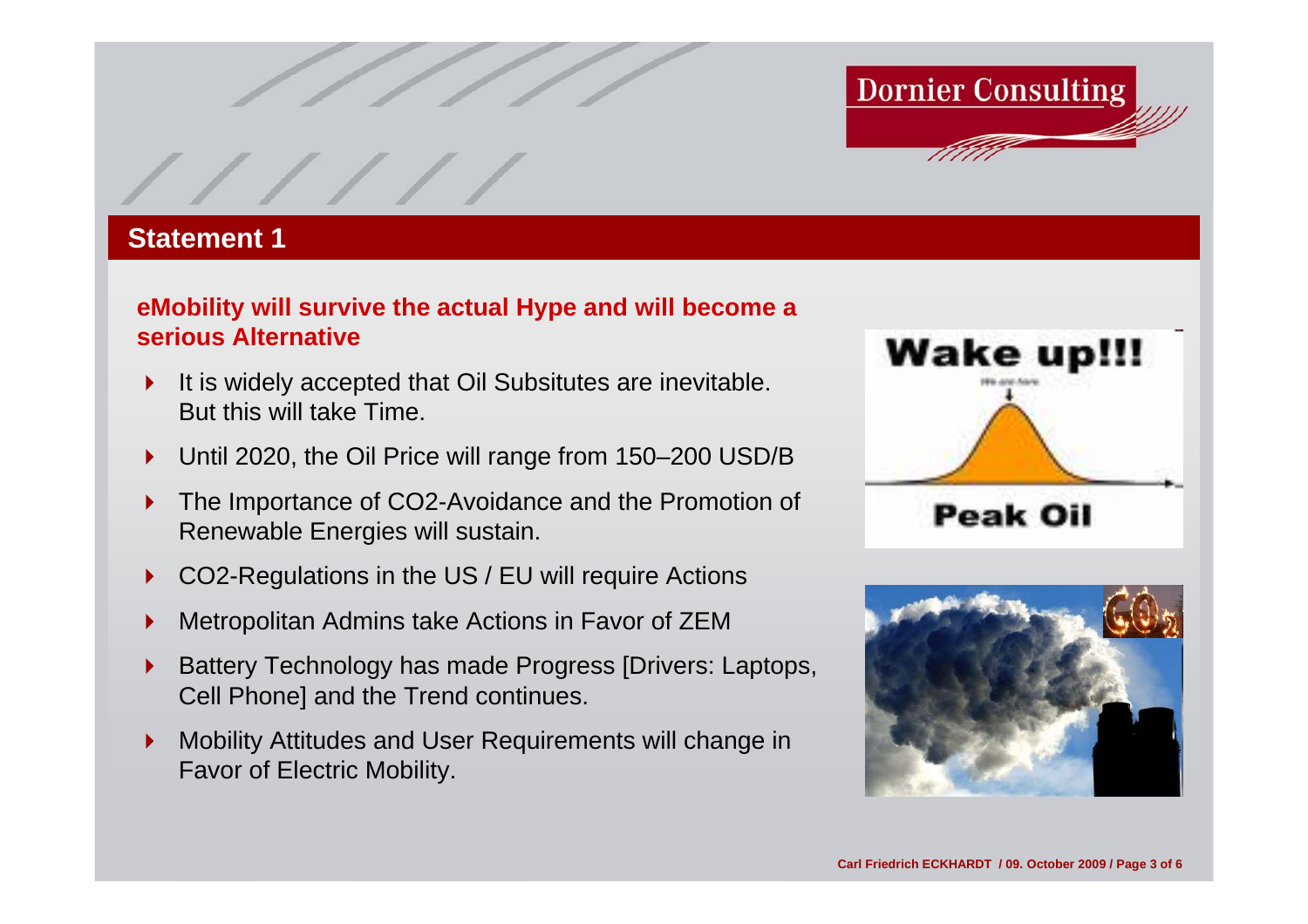## Statement 1

**eMobility will survive the actual Hype and will become a serious Alternative**

- It is widely accepted that Oil Subsitutes are inevitable. But this will take Time.
- Until 2020, the Oil Price will range from 150–200 USD/B
- The Importance of $CO_2$-Avoidance and the Promotion of Renewable Energies will sustain.
- $CO_2$-Regulations in the US / EU will require Actions
- Metropolitan Admins take Actions in Favor of ZEM
- Battery Technology has made Progress [Drivers: Laptops, Cell Phone] and the Trend continues.
- Mobility Attitudes and User Requirements will change in Favor of Electric Mobility.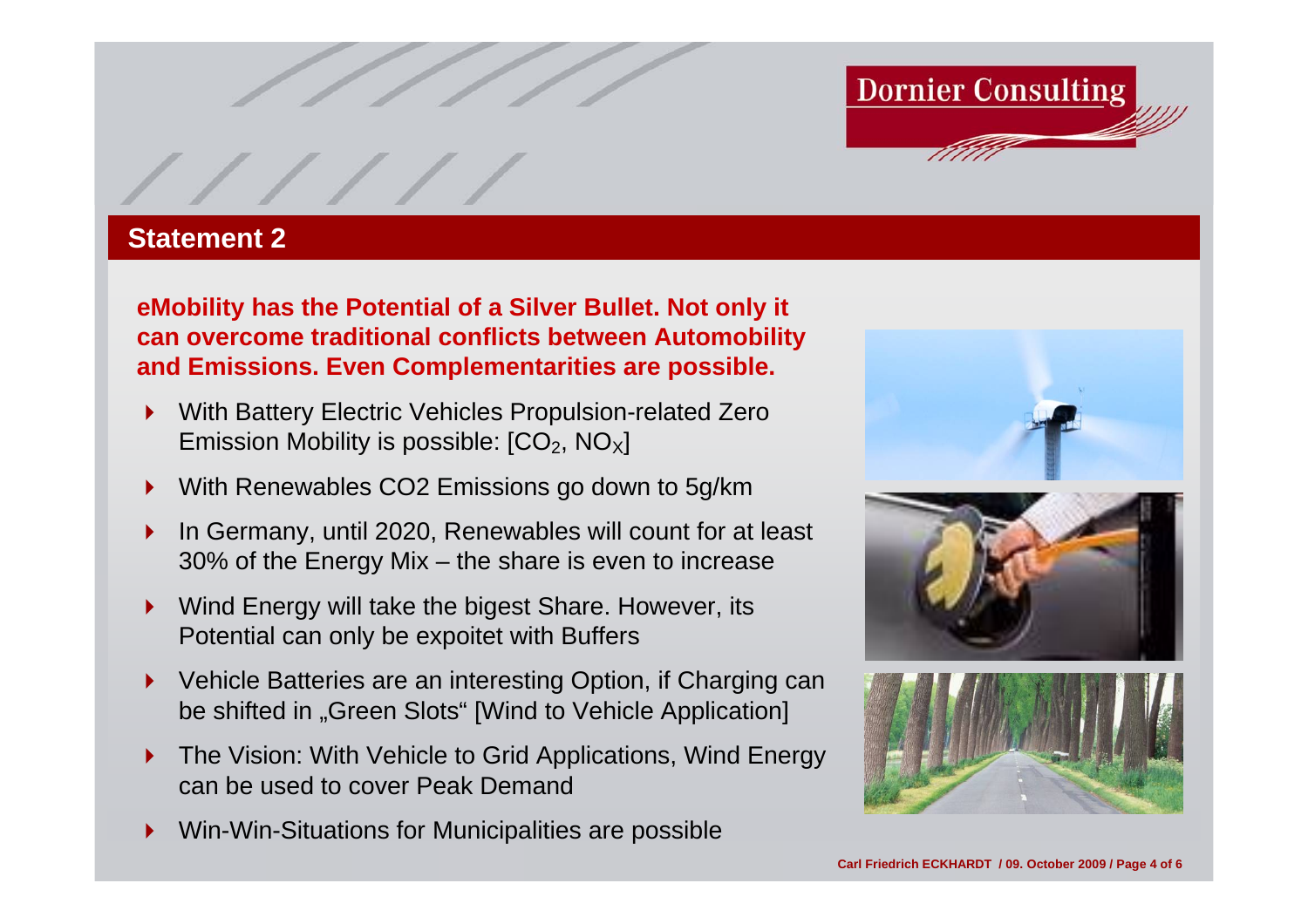## Statement 2

**eMobility has the Potential of a Silver Bullet. Not only it can overcome traditional conflicts between Automobility and Emissions. Even Complementarities are possible.**

- With Battery Electric Vehicles Propulsion-related Zero Emission Mobility is possible: [$CO_2$, $NO_X$]
- With Renewables CO2 Emissions go down to 5g/km
- In Germany, until 2020, Renewables will count for at least 30% of the Energy Mix – the share is even to increase
- Wind Energy will take the bigest Share. However, its Potential can only be expoitet with Buffers
- Vehicle Batteries are an interesting Option, if Charging can be shifted in „Green Slots" [Wind to Vehicle Application]
- The Vision: With Vehicle to Grid Applications, Wind Energy can be used to cover Peak Demand
- Win-Win-Situations for Municipalities are possible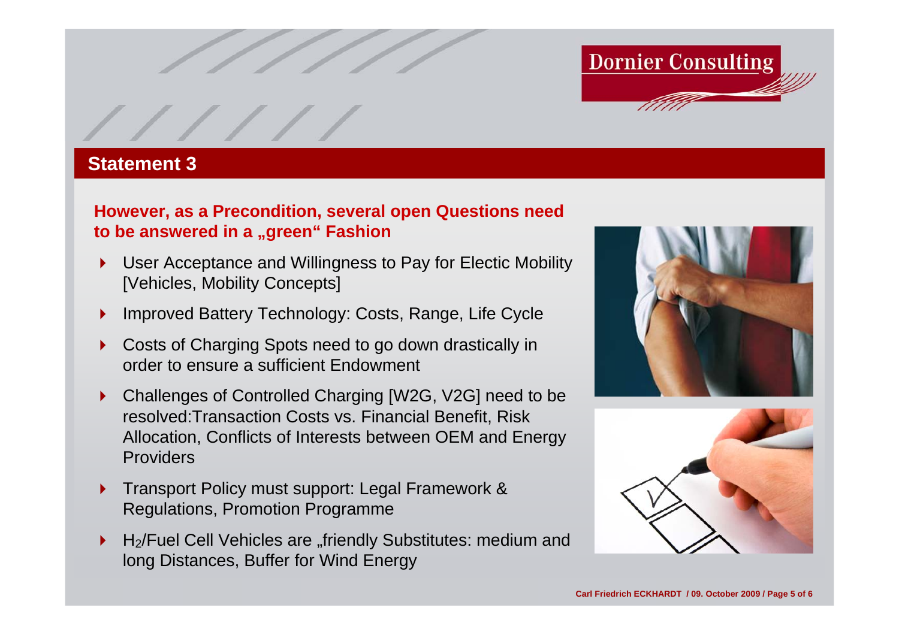## Statement 3

**However, as a Precondition, several open Questions need to be answered in a „green“ Fashion**

- User Acceptance and Willingness to Pay for Electic Mobility [Vehicles, Mobility Concepts]
- Improved Battery Technology: Costs, Range, Life Cycle
- Costs of Charging Spots need to go down drastically in order to ensure a sufficient Endowment
- Challenges of Controlled Charging [W2G, V2G] need to be resolved:Transaction Costs vs. Financial Benefit, Risk Allocation, Conflicts of Interests between OEM and Energy Providers
- Transport Policy must support: Legal Framework & Regulations, Promotion Programme
- $H_2$/Fuel Cell Vehicles are „friendly Substitutes: medium and long Distances, Buffer for Wind Energy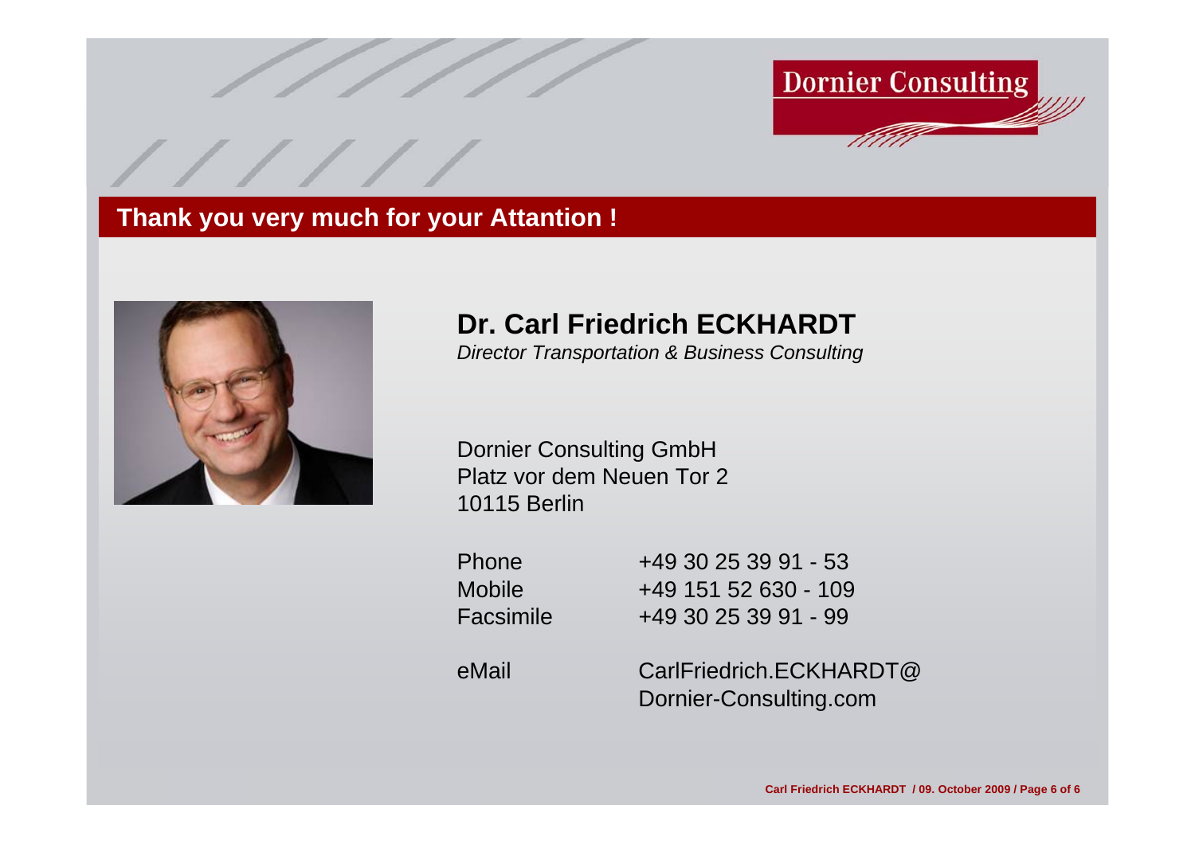Dornier Consulting

## Thank you very much for your Attantion !

### Dr. Carl Friedrich ECKHARDT

*Director Transportation & Business Consulting*

Dornier Consulting GmbH
Platz vor dem Neuen Tor 2
10115 Berlin

| | |
|---|---|
| Phone | +49 30 25 39 91 - 53 |
| Mobile | +49 151 52 630 - 109 |
| Facsimile | +49 30 25 39 91 - 99 |

| | |
|---|---|
| eMail | CarlFriedrich.ECKHARDT@ Dornier-Consulting.com |